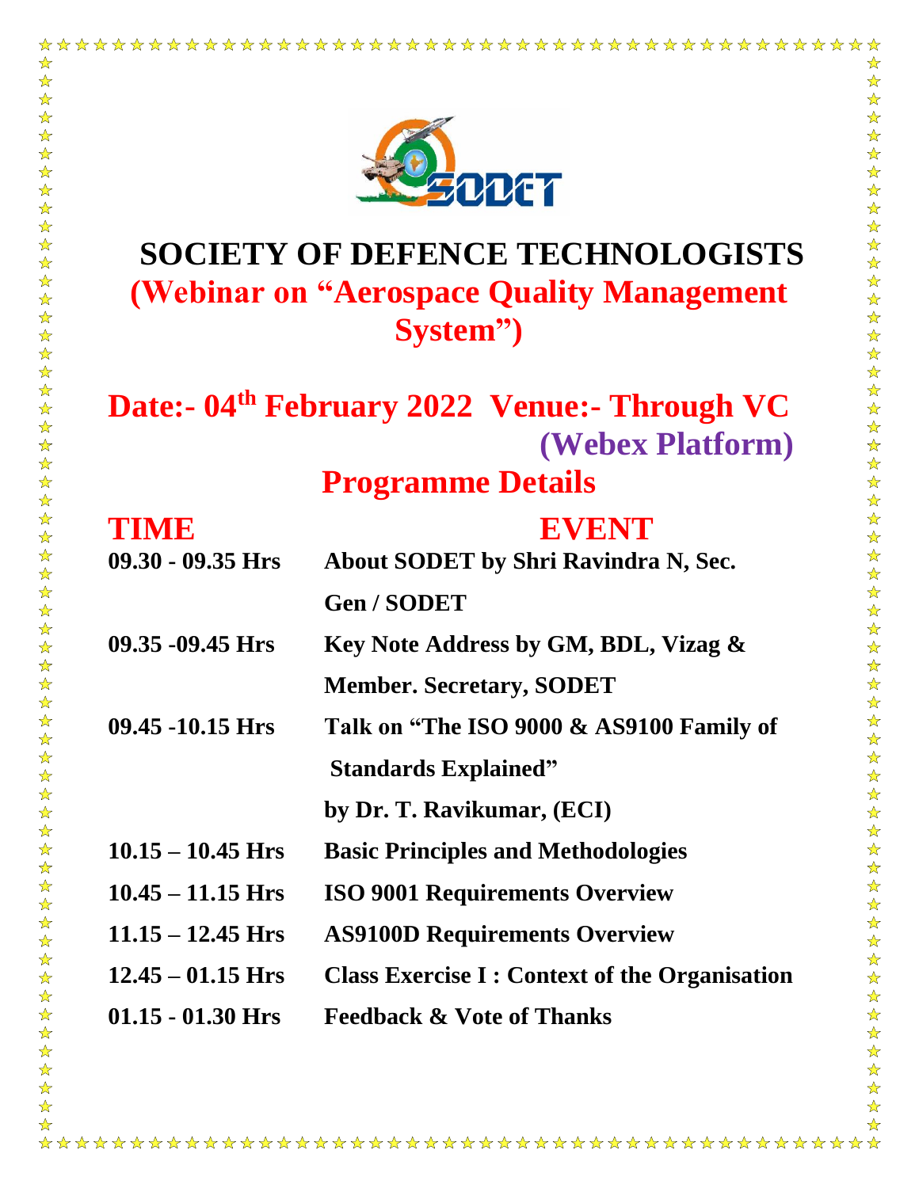# SOCIETY OF DEFENCE TECHNOLOGISTS

## (Webinar on "Aerospace Quality Management System")

## Date:- 04th February 2022 Venue:- Through VC (Webex Platform)

## Programme Details

| TIME | EVENT |
|---|---|
| 09.30 - 09.35 Hrs | About SODET by Shri Ravindra N, Sec. Gen / SODET |
| 09.35 -09.45 Hrs | Key Note Address by GM, BDL, Vizag & Member. Secretary, SODET |
| 09.45 -10.15 Hrs | Talk on "The ISO 9000 & AS9100 Family of Standards Explained" by Dr. T. Ravikumar, (ECI) |
| 10.15 – 10.45 Hrs | Basic Principles and Methodologies |
| 10.45 – 11.15 Hrs | ISO 9001 Requirements Overview |
| 11.15 – 12.45 Hrs | AS9100D Requirements Overview |
| 12.45 – 01.15 Hrs | Class Exercise I : Context of the Organisation |
| 01.15 - 01.30 Hrs | Feedback & Vote of Thanks |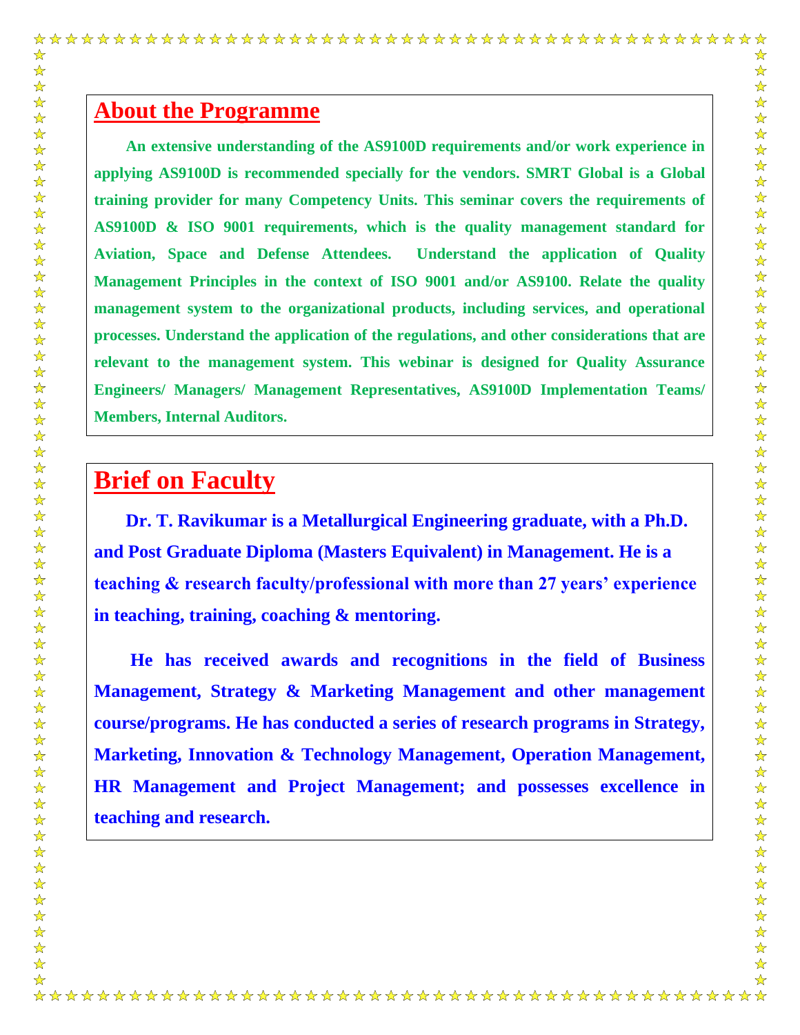## About the Programme

**An extensive understanding of the AS9100D requirements and/or work experience in applying AS9100D is recommended specially for the vendors. SMRT Global is a Global training provider for many Competency Units. This seminar covers the requirements of AS9100D & ISO 9001 requirements, which is the quality management standard for Aviation, Space and Defense Attendees. Understand the application of Quality Management Principles in the context of ISO 9001 and/or AS9100. Relate the quality management system to the organizational products, including services, and operational processes. Understand the application of the regulations, and other considerations that are relevant to the management system. This webinar is designed for Quality Assurance Engineers/ Managers/ Management Representatives, AS9100D Implementation Teams/ Members, Internal Auditors.**

## Brief on Faculty

**Dr. T. Ravikumar is a Metallurgical Engineering graduate, with a Ph.D. and Post Graduate Diploma (Masters Equivalent) in Management. He is a teaching & research faculty/professional with more than 27 years' experience in teaching, training, coaching & mentoring.**

**He has received awards and recognitions in the field of Business Management, Strategy & Marketing Management and other management course/programs. He has conducted a series of research programs in Strategy, Marketing, Innovation & Technology Management, Operation Management, HR Management and Project Management; and possesses excellence in teaching and research.**